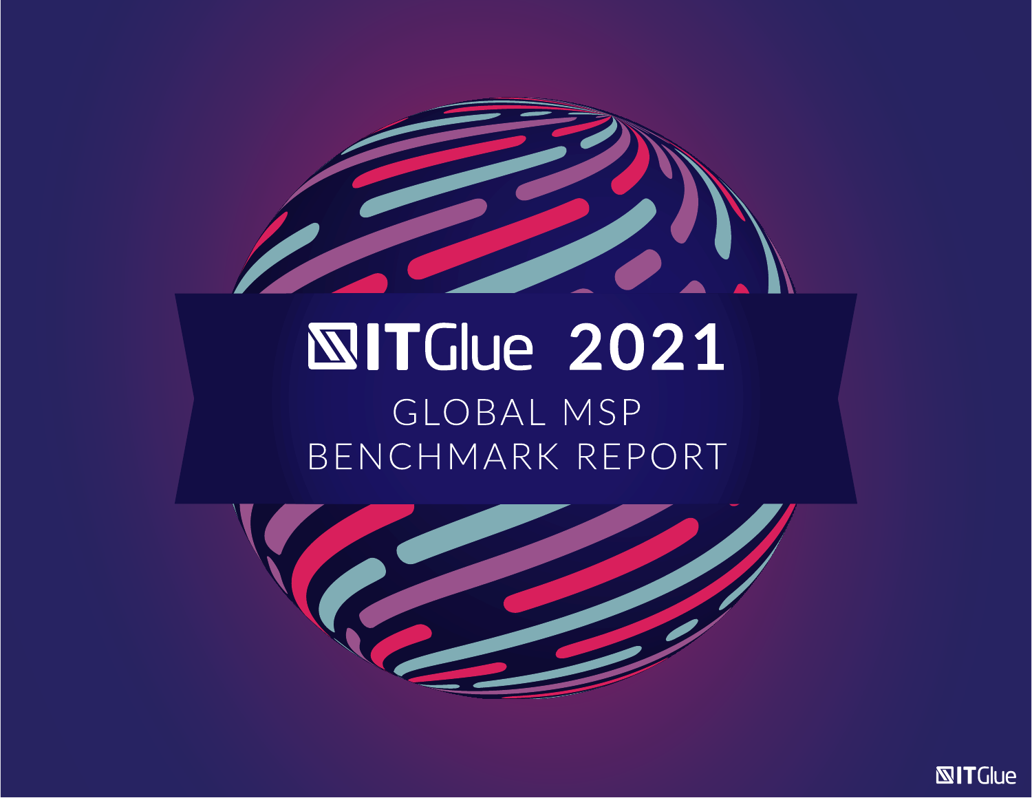# ITGlue 2021

## GLOBAL MSP BENCHMARK REPORT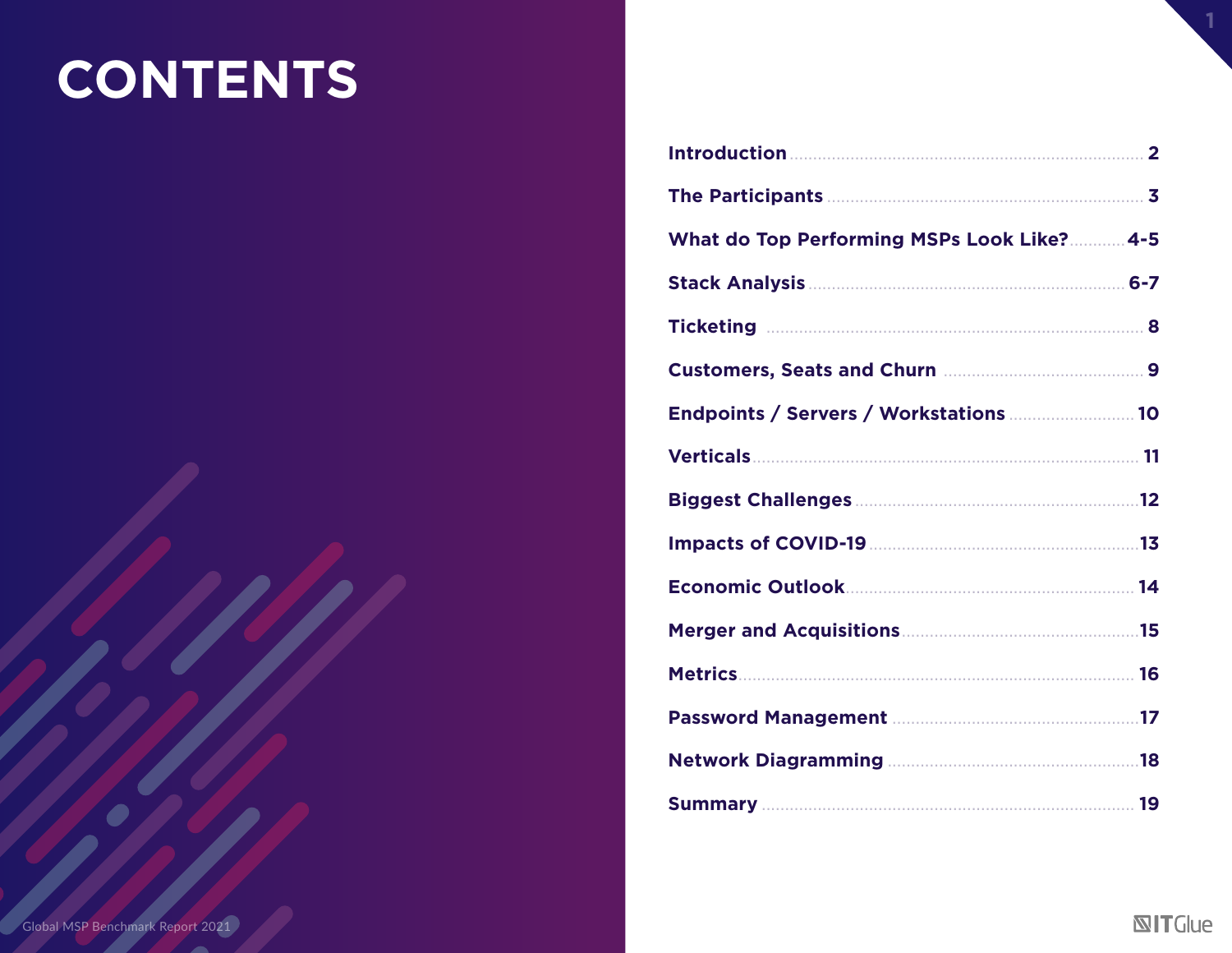# CONTENTS

| Section | Page |
|---|---|
| Introduction | 2 |
| The Participants | 3 |
| What do Top Performing MSPs Look Like? | 4-5 |
| Stack Analysis | 6-7 |
| Ticketing | 8 |
| Customers, Seats and Churn | 9 |
| Endpoints / Servers / Workstations | 10 |
| Verticals | 11 |
| Biggest Challenges | 12 |
| Impacts of COVID-19 | 13 |
| Economic Outlook | 14 |
| Merger and Acquisitions | 15 |
| Metrics | 16 |
| Password Management | 17 |
| Network Diagramming | 18 |
| Summary | 19 |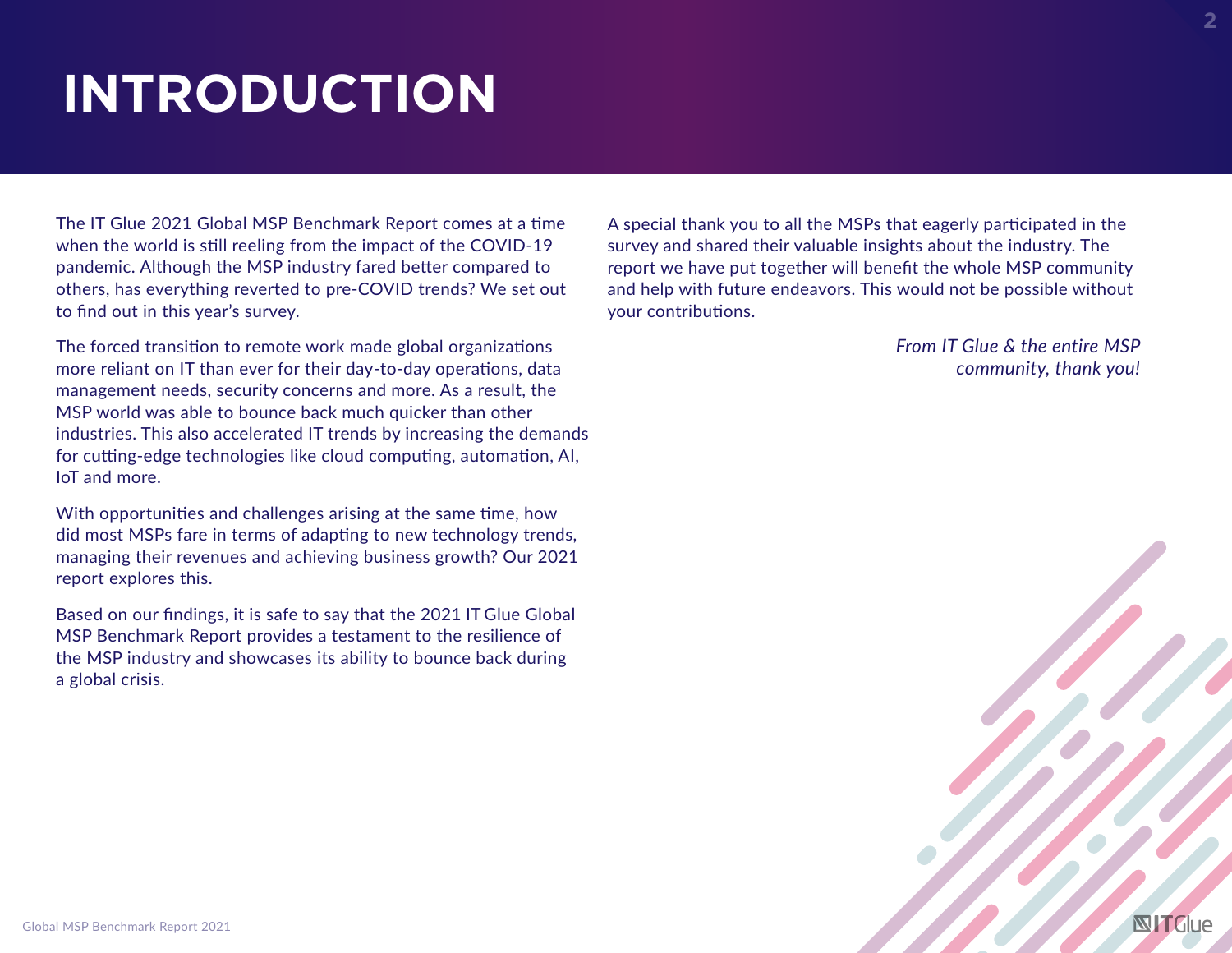# INTRODUCTION

The IT Glue 2021 Global MSP Benchmark Report comes at a time when the world is still reeling from the impact of the COVID-19 pandemic. Although the MSP industry fared better compared to others, has everything reverted to pre-COVID trends? We set out to find out in this year's survey.

The forced transition to remote work made global organizations more reliant on IT than ever for their day-to-day operations, data management needs, security concerns and more. As a result, the MSP world was able to bounce back much quicker than other industries. This also accelerated IT trends by increasing the demands for cutting-edge technologies like cloud computing, automation, AI, IoT and more.

With opportunities and challenges arising at the same time, how did most MSPs fare in terms of adapting to new technology trends, managing their revenues and achieving business growth? Our 2021 report explores this.

Based on our findings, it is safe to say that the 2021 IT Glue Global MSP Benchmark Report provides a testament to the resilience of the MSP industry and showcases its ability to bounce back during a global crisis.

A special thank you to all the MSPs that eagerly participated in the survey and shared their valuable insights about the industry. The report we have put together will benefit the whole MSP community and help with future endeavors. This would not be possible without your contributions.

*From IT Glue & the entire MSP community, thank you!*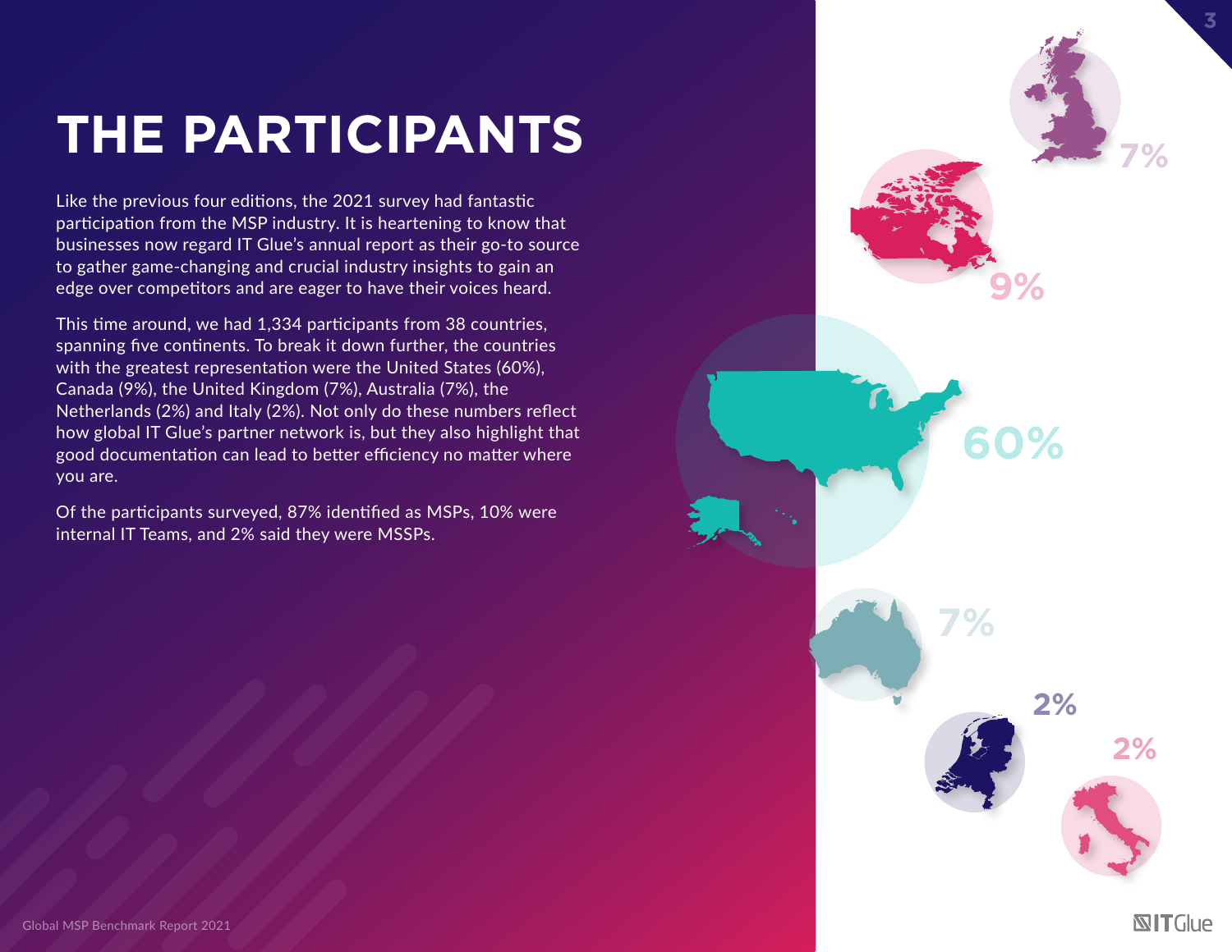# THE PARTICIPANTS

Like the previous four editions, the 2021 survey had fantastic participation from the MSP industry. It is heartening to know that businesses now regard IT Glue's annual report as their go-to source to gather game-changing and crucial industry insights to gain an edge over competitors and are eager to have their voices heard.

This time around, we had 1,334 participants from 38 countries, spanning five continents. To break it down further, the countries with the greatest representation were the United States (60%), Canada (9%), the United Kingdom (7%), Australia (7%), the Netherlands (2%) and Italy (2%). Not only do these numbers reflect how global IT Glue's partner network is, but they also highlight that good documentation can lead to better efficiency no matter where you are.

Of the participants surveyed, 87% identified as MSPs, 10% were internal IT Teams, and 2% said they were MSSPs.

7%

9%

60%

7%

2%

2%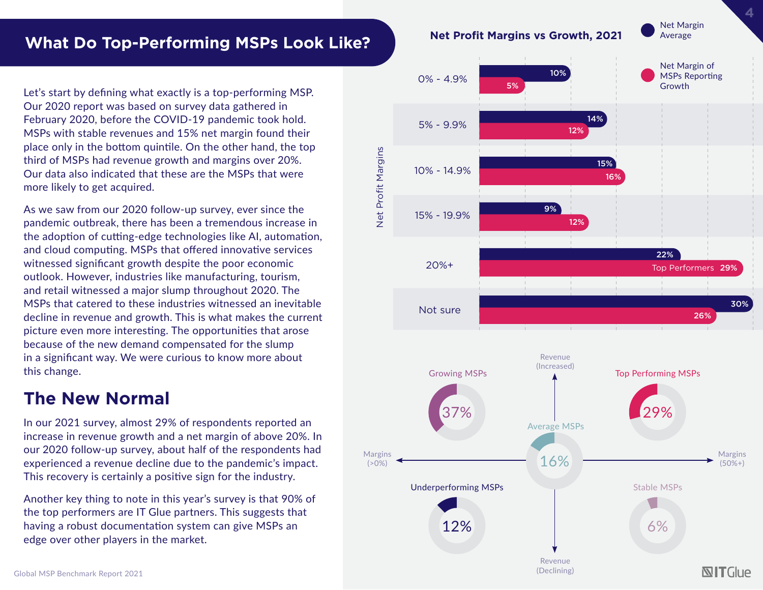# What Do Top-Performing MSPs Look Like?

Let's start by defining what exactly is a top-performing MSP. Our 2020 report was based on survey data gathered in February 2020, before the COVID-19 pandemic took hold. MSPs with stable revenues and 15% net margin found their place only in the bottom quintile. On the other hand, the top third of MSPs had revenue growth and margins over 20%. Our data also indicated that these are the MSPs that were more likely to get acquired.

As we saw from our 2020 follow-up survey, ever since the pandemic outbreak, there has been a tremendous increase in the adoption of cutting-edge technologies like AI, automation, and cloud computing. MSPs that offered innovative services witnessed significant growth despite the poor economic outlook. However, industries like manufacturing, tourism, and retail witnessed a major slump throughout 2020. The MSPs that catered to these industries witnessed an inevitable decline in revenue and growth. This is what makes the current picture even more interesting. The opportunities that arose because of the new demand compensated for the slump in a significant way. We were curious to know more about this change.

## The New Normal

In our 2021 survey, almost 29% of respondents reported an increase in revenue growth and a net margin of above 20%. In our 2020 follow-up survey, about half of the respondents had experienced a revenue decline due to the pandemic's impact. This recovery is certainly a positive sign for the industry.

Another key thing to note in this year's survey is that 90% of the top performers are IT Glue partners. This suggests that having a robust documentation system can give MSPs an edge over other players in the market.

**Net Profit Margins vs Growth, 2021**

| Net Profit Margins | Net Margin Average | Net Margin of MSPs Reporting Growth |
|---|---|---|
| 0% - 4.9% | 10% | 5% |
| 5% - 9.9% | 14% | 12% |
| 10% - 14.9% | 15% | 16% |
| 15% - 19.9% | 9% | 12% |
| 20%+ | 22% | Top Performers 29% |
| Not sure | 30% | 26% |

| Segment | Share |
|---|---|
| Growing MSPs | 37% |
| Top Performing MSPs | 29% |
| Average MSPs | 16% |
| Underperforming MSPs | 12% |
| Stable MSPs | 6% |

Axes: Revenue (Increased) / Revenue (Declining); Margins (>0%) / Margins (50%+)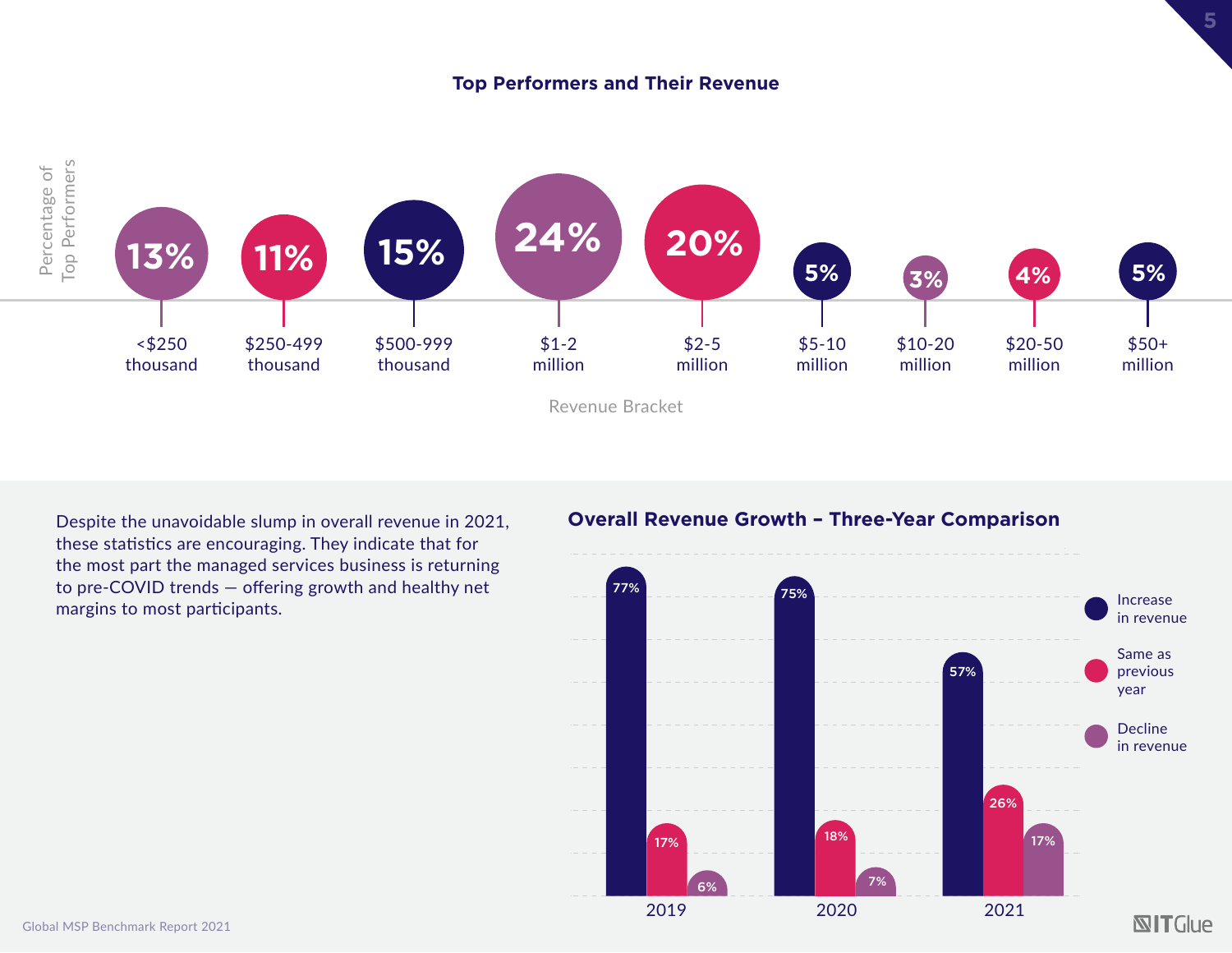## Top Performers and Their Revenue

| Revenue Bracket | Percentage of Top Performers |
|---|---|
| <$250 thousand | 13% |
| $250-499 thousand | 11% |
| $500-999 thousand | 15% |
| $1-2 million | 24% |
| $2-5 million | 20% |
| $5-10 million | 5% |
| $10-20 million | 3% |
| $20-50 million | 4% |
| $50+ million | 5% |

Despite the unavoidable slump in overall revenue in 2021, these statistics are encouraging. They indicate that for the most part the managed services business is returning to pre-COVID trends — offering growth and healthy net margins to most participants.

## Overall Revenue Growth – Three-Year Comparison

| Year | Increase in revenue | Same as previous year | Decline in revenue |
|---|---|---|---|
| 2019 | 77% | 17% | 6% |
| 2020 | 75% | 18% | 7% |
| 2021 | 57% | 26% | 17% |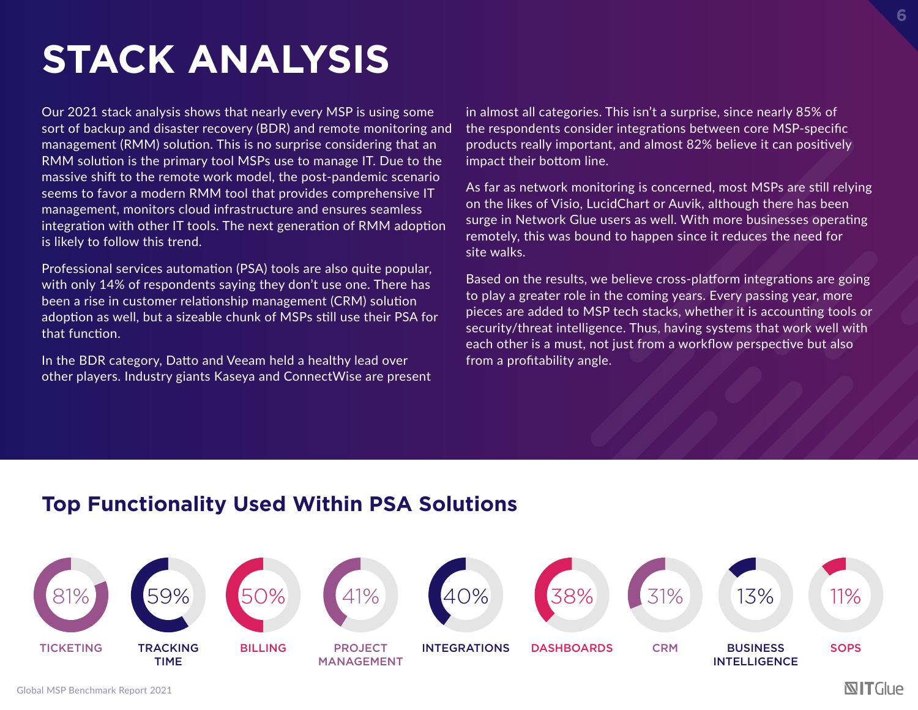# STACK ANALYSIS

Our 2021 stack analysis shows that nearly every MSP is using some sort of backup and disaster recovery (BDR) and remote monitoring and management (RMM) solution. This is no surprise considering that an RMM solution is the primary tool MSPs use to manage IT. Due to the massive shift to the remote work model, the post-pandemic scenario seems to favor a modern RMM tool that provides comprehensive IT management, monitors cloud infrastructure and ensures seamless integration with other IT tools. The next generation of RMM adoption is likely to follow this trend.

Professional services automation (PSA) tools are also quite popular, with only 14% of respondents saying they don't use one. There has been a rise in customer relationship management (CRM) solution adoption as well, but a sizeable chunk of MSPs still use their PSA for that function.

In the BDR category, Datto and Veeam held a healthy lead over other players. Industry giants Kaseya and ConnectWise are present in almost all categories. This isn't a surprise, since nearly 85% of the respondents consider integrations between core MSP-specific products really important, and almost 82% believe it can positively impact their bottom line.

As far as network monitoring is concerned, most MSPs are still relying on the likes of Visio, LucidChart or Auvik, although there has been surge in Network Glue users as well. With more businesses operating remotely, this was bound to happen since it reduces the need for site walks.

Based on the results, we believe cross-platform integrations are going to play a greater role in the coming years. Every passing year, more pieces are added to MSP tech stacks, whether it is accounting tools or security/threat intelligence. Thus, having systems that work well with each other is a must, not just from a workflow perspective but also from a profitability angle.

## Top Functionality Used Within PSA Solutions

| Functionality | Percentage |
|---|---|
| Ticketing | 81% |
| Tracking Time | 59% |
| Billing | 50% |
| Project Management | 41% |
| Integrations | 40% |
| Dashboards | 38% |
| CRM | 31% |
| Business Intelligence | 13% |
| SOPs | 11% |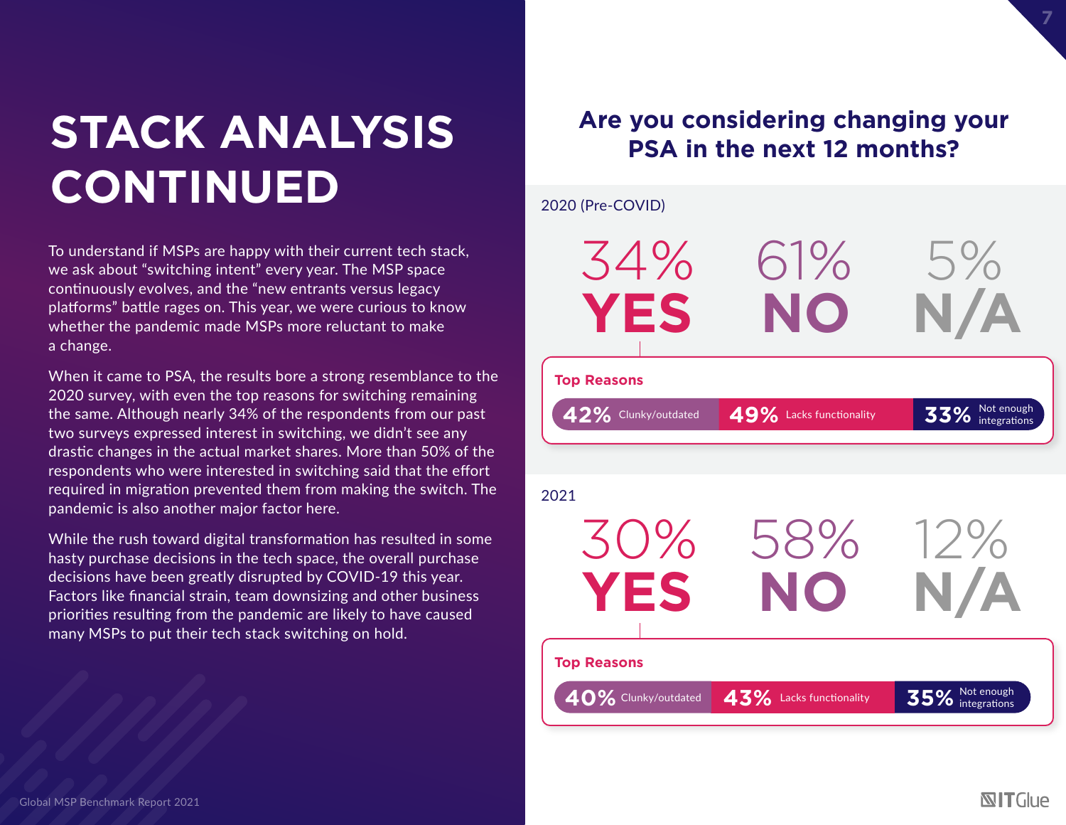# STACK ANALYSIS CONTINUED

To understand if MSPs are happy with their current tech stack, we ask about "switching intent" every year. The MSP space continuously evolves, and the "new entrants versus legacy platforms" battle rages on. This year, we were curious to know whether the pandemic made MSPs more reluctant to make a change.

When it came to PSA, the results bore a strong resemblance to the 2020 survey, with even the top reasons for switching remaining the same. Although nearly 34% of the respondents from our past two surveys expressed interest in switching, we didn't see any drastic changes in the actual market shares. More than 50% of the respondents who were interested in switching said that the effort required in migration prevented them from making the switch. The pandemic is also another major factor here.

While the rush toward digital transformation has resulted in some hasty purchase decisions in the tech space, the overall purchase decisions have been greatly disrupted by COVID-19 this year. Factors like financial strain, team downsizing and other business priorities resulting from the pandemic are likely to have caused many MSPs to put their tech stack switching on hold.

## Are you considering changing your PSA in the next 12 months?

### 2020 (Pre-COVID)

| YES | NO | N/A |
| --- | --- | --- |
| 34% | 61% | 5% |

**Top Reasons**

- **42%** Clunky/outdated
- **49%** Lacks functionality
- **33%** Not enough integrations

### 2021

| YES | NO | N/A |
| --- | --- | --- |
| 30% | 58% | 12% |

**Top Reasons**

- **40%** Clunky/outdated
- **43%** Lacks functionality
- **35%** Not enough integrations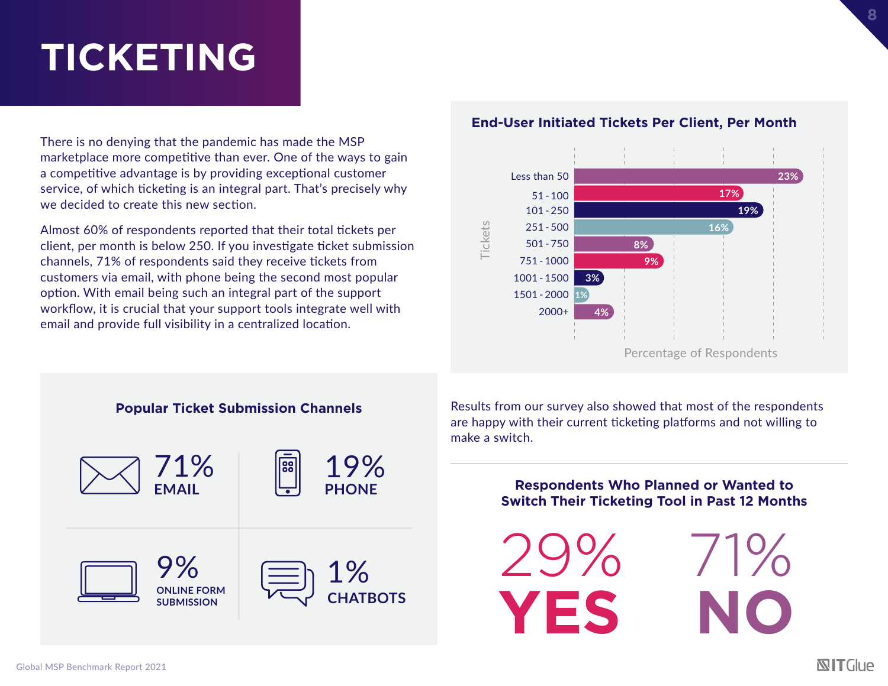# TICKETING

There is no denying that the pandemic has made the MSP marketplace more competitive than ever. One of the ways to gain a competitive advantage is by providing exceptional customer service, of which ticketing is an integral part. That's precisely why we decided to create this new section.

Almost 60% of respondents reported that their total tickets per client, per month is below 250. If you investigate ticket submission channels, 71% of respondents said they receive tickets from customers via email, with phone being the second most popular option. With email being such an integral part of the support workflow, it is crucial that your support tools integrate well with email and provide full visibility in a centralized location.

### End-User Initiated Tickets Per Client, Per Month

| Tickets | Percentage of Respondents |
|---|---|
| Less than 50 | 23% |
| 51 - 100 | 17% |
| 101 - 250 | 19% |
| 251 - 500 | 16% |
| 501 - 750 | 8% |
| 751 - 1000 | 9% |
| 1001 - 1500 | 3% |
| 1501 - 2000 | 1% |
| 2000+ | 4% |

### Popular Ticket Submission Channels

- 71% EMAIL
- 19% PHONE
- 9% ONLINE FORM SUBMISSION
- 1% CHATBOTS

Results from our survey also showed that most of the respondents are happy with their current ticketing platforms and not willing to make a switch.

### Respondents Who Planned or Wanted to Switch Their Ticketing Tool in Past 12 Months

- 29% YES
- 71% NO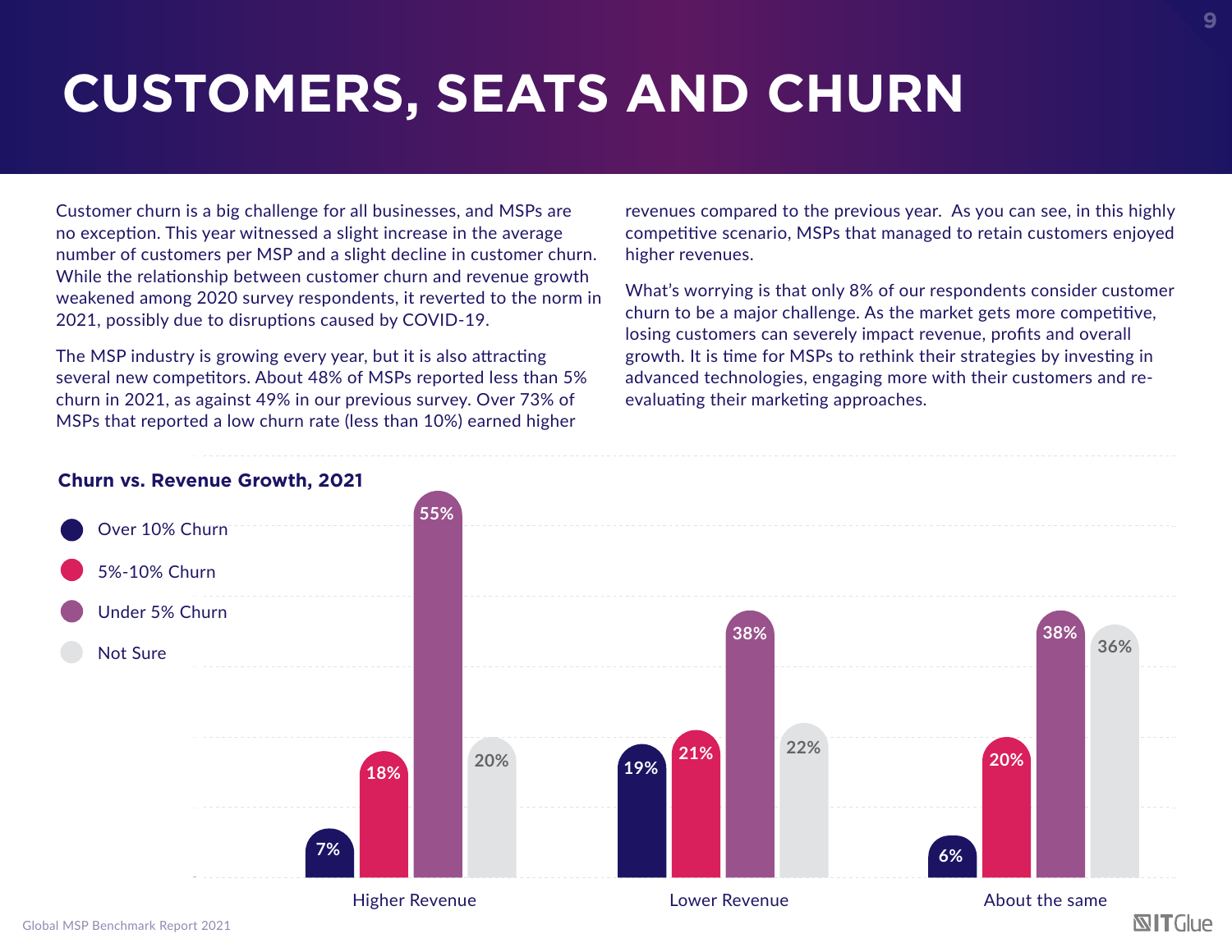# CUSTOMERS, SEATS AND CHURN

Customer churn is a big challenge for all businesses, and MSPs are no exception. This year witnessed a slight increase in the average number of customers per MSP and a slight decline in customer churn. While the relationship between customer churn and revenue growth weakened among 2020 survey respondents, it reverted to the norm in 2021, possibly due to disruptions caused by COVID-19.

The MSP industry is growing every year, but it is also attracting several new competitors. About 48% of MSPs reported less than 5% churn in 2021, as against 49% in our previous survey. Over 73% of MSPs that reported a low churn rate (less than 10%) earned higher revenues compared to the previous year. As you can see, in this highly competitive scenario, MSPs that managed to retain customers enjoyed higher revenues.

What's worrying is that only 8% of our respondents consider customer churn to be a major challenge. As the market gets more competitive, losing customers can severely impact revenue, profits and overall growth. It is time for MSPs to rethink their strategies by investing in advanced technologies, engaging more with their customers and re-evaluating their marketing approaches.

**Churn vs. Revenue Growth, 2021**

| | Over 10% Churn | 5%-10% Churn | Under 5% Churn | Not Sure |
|---|---|---|---|---|
| Higher Revenue | 7% | 18% | 55% | 20% |
| Lower Revenue | 19% | 21% | 38% | 22% |
| About the same | 6% | 20% | 38% | 36% |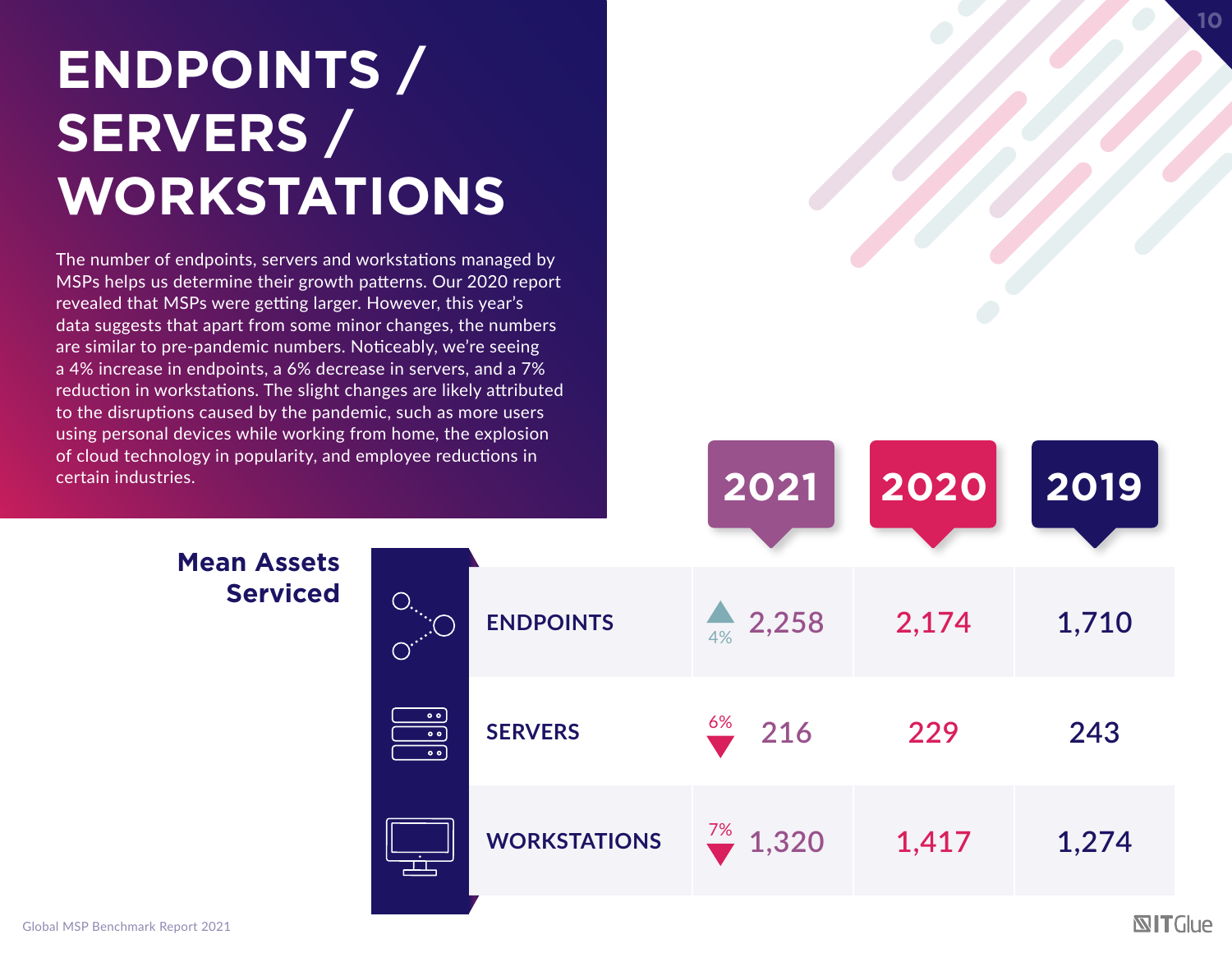# ENDPOINTS / SERVERS / WORKSTATIONS

The number of endpoints, servers and workstations managed by MSPs helps us determine their growth patterns. Our 2020 report revealed that MSPs were getting larger. However, this year's data suggests that apart from some minor changes, the numbers are similar to pre-pandemic numbers. Noticeably, we're seeing a 4% increase in endpoints, a 6% decrease in servers, and a 7% reduction in workstations. The slight changes are likely attributed to the disruptions caused by the pandemic, such as more users using personal devices while working from home, the explosion of cloud technology in popularity, and employee reductions in certain industries.

## Mean Assets Serviced

| | 2021 | 2020 | 2019 |
|---|---|---|---|
| ENDPOINTS | ▲ 4% 2,258 | 2,174 | 1,710 |
| SERVERS | ▼ 6% 216 | 229 | 243 |
| WORKSTATIONS | ▼ 7% 1,320 | 1,417 | 1,274 |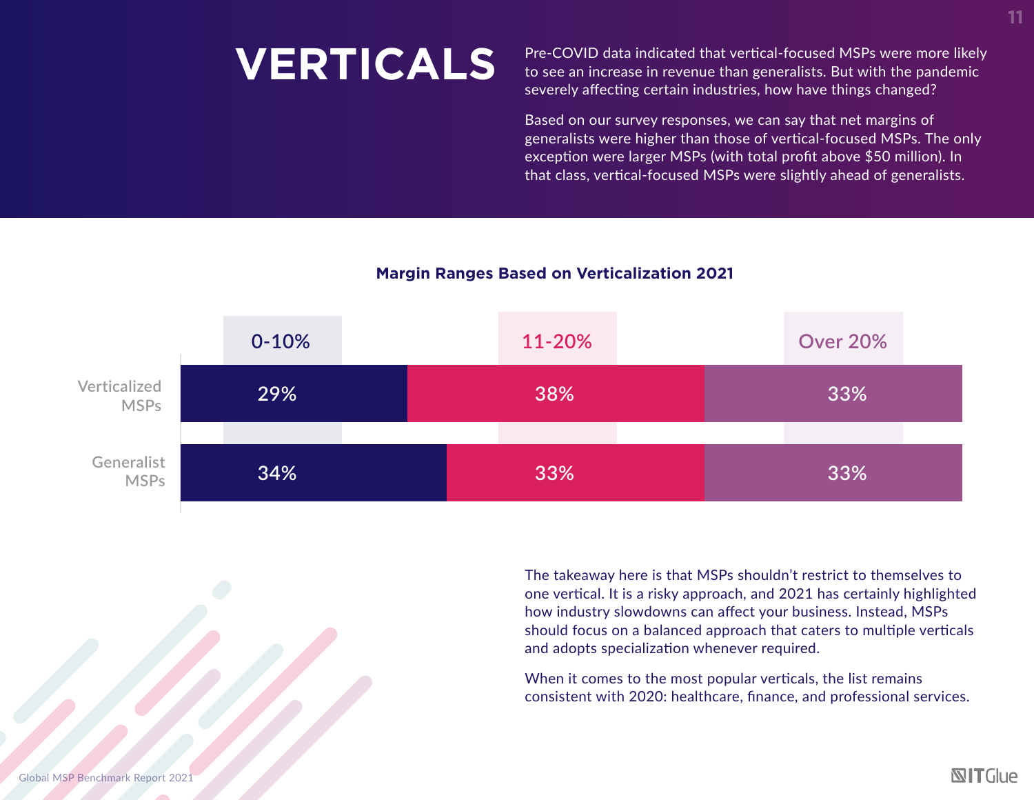# VERTICALS

Pre-COVID data indicated that vertical-focused MSPs were more likely to see an increase in revenue than generalists. But with the pandemic severely affecting certain industries, how have things changed?

Based on our survey responses, we can say that net margins of generalists were higher than those of vertical-focused MSPs. The only exception were larger MSPs (with total profit above $50 million). In that class, vertical-focused MSPs were slightly ahead of generalists.

**Margin Ranges Based on Verticalization 2021**

| | 0-10% | 11-20% | Over 20% |
|---|---|---|---|
| Verticalized MSPs | 29% | 38% | 33% |
| Generalist MSPs | 34% | 33% | 33% |

The takeaway here is that MSPs shouldn't restrict to themselves to one vertical. It is a risky approach, and 2021 has certainly highlighted how industry slowdowns can affect your business. Instead, MSPs should focus on a balanced approach that caters to multiple verticals and adopts specialization whenever required.

When it comes to the most popular verticals, the list remains consistent with 2020: healthcare, finance, and professional services.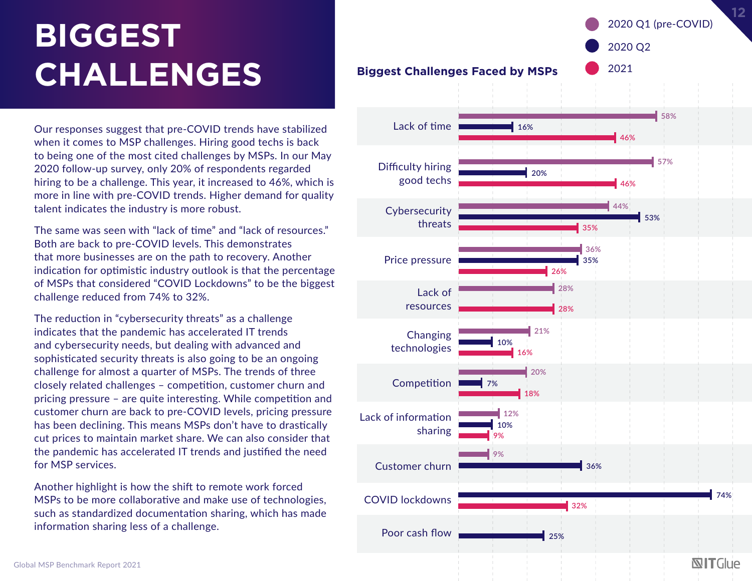# BIGGEST CHALLENGES

Our responses suggest that pre-COVID trends have stabilized when it comes to MSP challenges. Hiring good techs is back to being one of the most cited challenges by MSPs. In our May 2020 follow-up survey, only 20% of respondents regarded hiring to be a challenge. This year, it increased to 46%, which is more in line with pre-COVID trends. Higher demand for quality talent indicates the industry is more robust.

The same was seen with "lack of time" and "lack of resources." Both are back to pre-COVID levels. This demonstrates that more businesses are on the path to recovery. Another indication for optimistic industry outlook is that the percentage of MSPs that considered "COVID Lockdowns" to be the biggest challenge reduced from 74% to 32%.

The reduction in "cybersecurity threats" as a challenge indicates that the pandemic has accelerated IT trends and cybersecurity needs, but dealing with advanced and sophisticated security threats is also going to be an ongoing challenge for almost a quarter of MSPs. The trends of three closely related challenges – competition, customer churn and pricing pressure – are quite interesting. While competition and customer churn are back to pre-COVID levels, pricing pressure has been declining. This means MSPs don't have to drastically cut prices to maintain market share. We can also consider that the pandemic has accelerated IT trends and justified the need for MSP services.

Another highlight is how the shift to remote work forced MSPs to be more collaborative and make use of technologies, such as standardized documentation sharing, which has made information sharing less of a challenge.

### Biggest Challenges Faced by MSPs

| Challenge | 2020 Q1 (pre-COVID) | 2020 Q2 | 2021 |
|---|---|---|---|
| Lack of time | 58% | 16% | 46% |
| Difficulty hiring good techs | 57% | 20% | 46% |
| Cybersecurity threats | 44% | 53% | 35% |
| Price pressure | 36% | 35% | 26% |
| Lack of resources | 28% | | 28% |
| Changing technologies | 21% | 10% | 16% |
| Competition | 20% | 7% | 18% |
| Lack of information sharing | 12% | 10% | 9% |
| Customer churn | 9% | 36% | |
| COVID lockdowns | | 74% | 32% |
| Poor cash flow | | 25% | |

Global MSP Benchmark Report 2021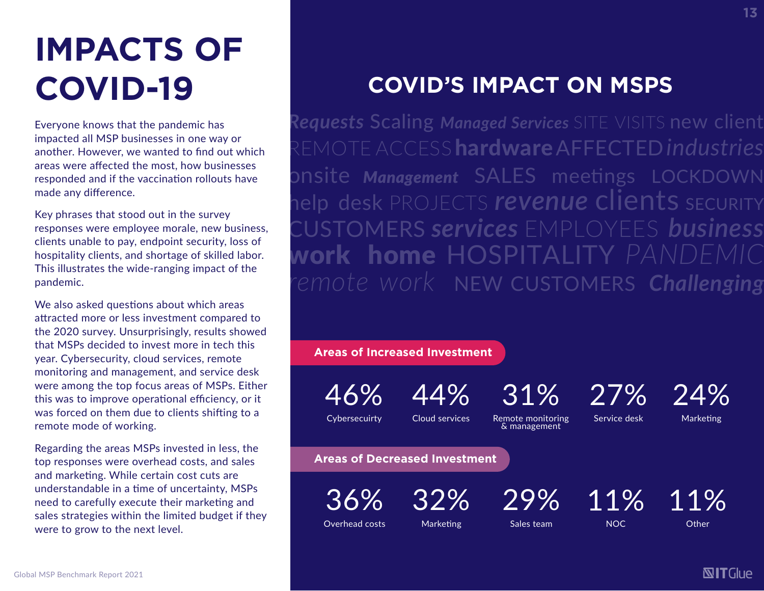# IMPACTS OF COVID-19

Everyone knows that the pandemic has impacted all MSP businesses in one way or another. However, we wanted to find out which areas were affected the most, how businesses responded and if the vaccination rollouts have made any difference.

Key phrases that stood out in the survey responses were employee morale, new business, clients unable to pay, endpoint security, loss of hospitality clients, and shortage of skilled labor. This illustrates the wide-ranging impact of the pandemic.

We also asked questions about which areas attracted more or less investment compared to the 2020 survey. Unsurprisingly, results showed that MSPs decided to invest more in tech this year. Cybersecurity, cloud services, remote monitoring and management, and service desk were among the top focus areas of MSPs. Either this was to improve operational efficiency, or it was forced on them due to clients shifting to a remote mode of working.

Regarding the areas MSPs invested in less, the top responses were overhead costs, and sales and marketing. While certain cost cuts are understandable in a time of uncertainty, MSPs need to carefully execute their marketing and sales strategies within the limited budget if they were to grow to the next level.

## COVID'S IMPACT ON MSPS

Requests Scaling Managed Services SITE VISITS new client REMOTE ACCESS hardware AFFECTED industries onsite Management SALES meetings LOCKDOWN help desk PROJECTS revenue clients SECURITY CUSTOMERS services EMPLOYEES business work home HOSPITALITY PANDEMIC remote work NEW CUSTOMERS Challenging

### Areas of Increased Investment

| 46% | 44% | 31% | 27% | 24% |
|---|---|---|---|---|
| Cybersecuirty | Cloud services | Remote monitoring & management | Service desk | Marketing |

### Areas of Decreased Investment

| 36% | 32% | 29% | 11% | 11% |
|---|---|---|---|---|
| Overhead costs | Marketing | Sales team | NOC | Other |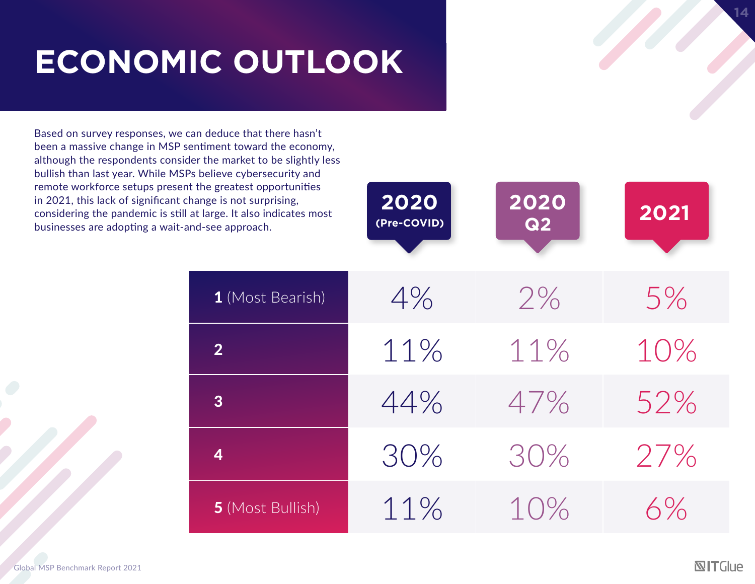# ECONOMIC OUTLOOK

Based on survey responses, we can deduce that there hasn't been a massive change in MSP sentiment toward the economy, although the respondents consider the market to be slightly less bullish than last year. While MSPs believe cybersecurity and remote workforce setups present the greatest opportunities in 2021, this lack of significant change is not surprising, considering the pandemic is still at large. It also indicates most businesses are adopting a wait-and-see approach.

| | 2020 (Pre-COVID) | 2020 Q2 | 2021 |
|---|---|---|---|
| **1** (Most Bearish) | 4% | 2% | 5% |
| **2** | 11% | 11% | 10% |
| **3** | 44% | 47% | 52% |
| **4** | 30% | 30% | 27% |
| **5** (Most Bullish) | 11% | 10% | 6% |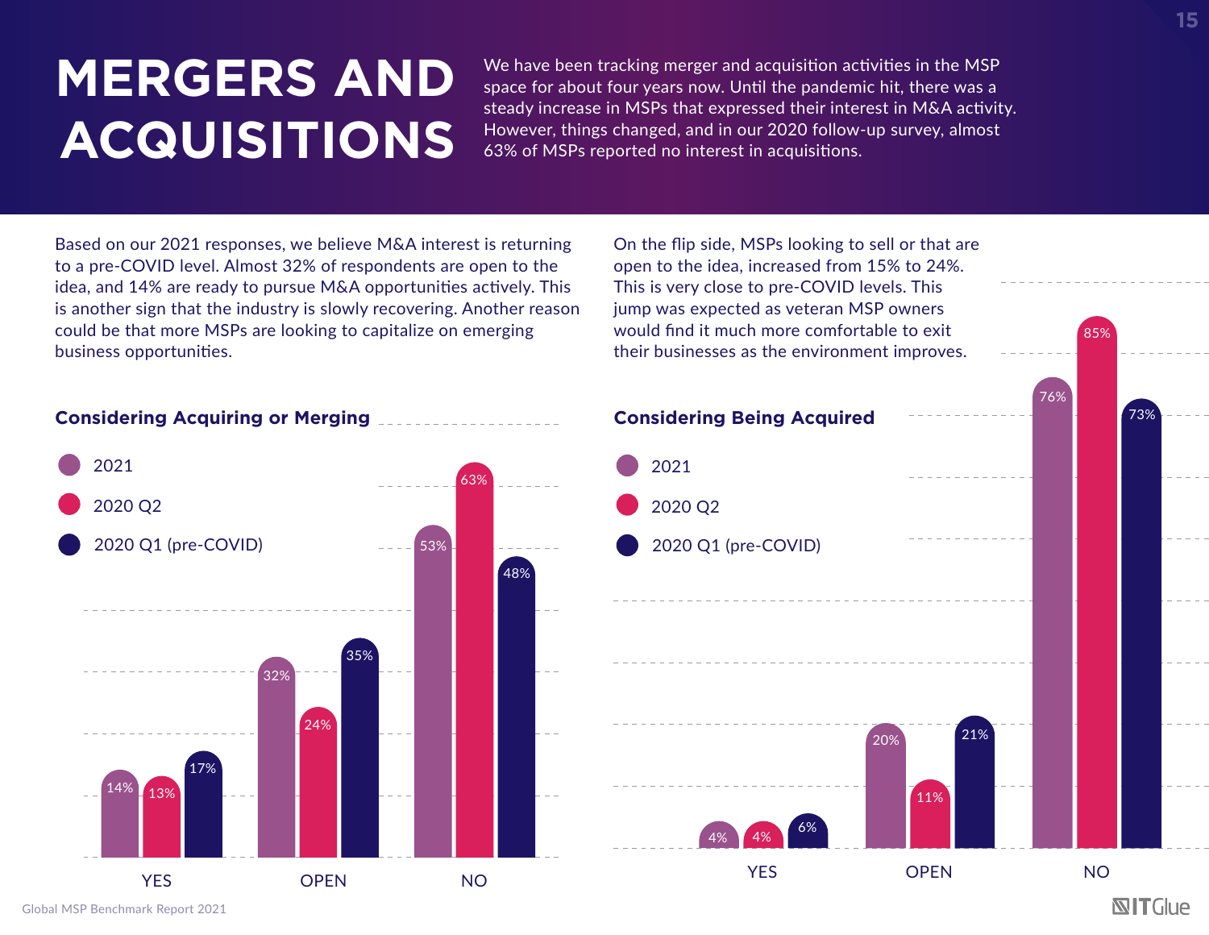# MERGERS AND ACQUISITIONS

We have been tracking merger and acquisition activities in the MSP space for about four years now. Until the pandemic hit, there was a steady increase in MSPs that expressed their interest in M&A activity. However, things changed, and in our 2020 follow-up survey, almost 63% of MSPs reported no interest in acquisitions.

Based on our 2021 responses, we believe M&A interest is returning to a pre-COVID level. Almost 32% of respondents are open to the idea, and 14% are ready to pursue M&A opportunities actively. This is another sign that the industry is slowly recovering. Another reason could be that more MSPs are looking to capitalize on emerging business opportunities.

On the flip side, MSPs looking to sell or that are open to the idea, increased from 15% to 24%. This is very close to pre-COVID levels. This jump was expected as veteran MSP owners would find it much more comfortable to exit their businesses as the environment improves.

### Considering Acquiring or Merging

| | 2021 | 2020 Q2 | 2020 Q1 (pre-COVID) |
|---|---|---|---|
| YES | 14% | 13% | 17% |
| OPEN | 32% | 24% | 35% |
| NO | 53% | 63% | 48% |

### Considering Being Acquired

| | 2021 | 2020 Q2 | 2020 Q1 (pre-COVID) |
|---|---|---|---|
| YES | 4% | 4% | 6% |
| OPEN | 20% | 11% | 21% |
| NO | 76% | 85% | 73% |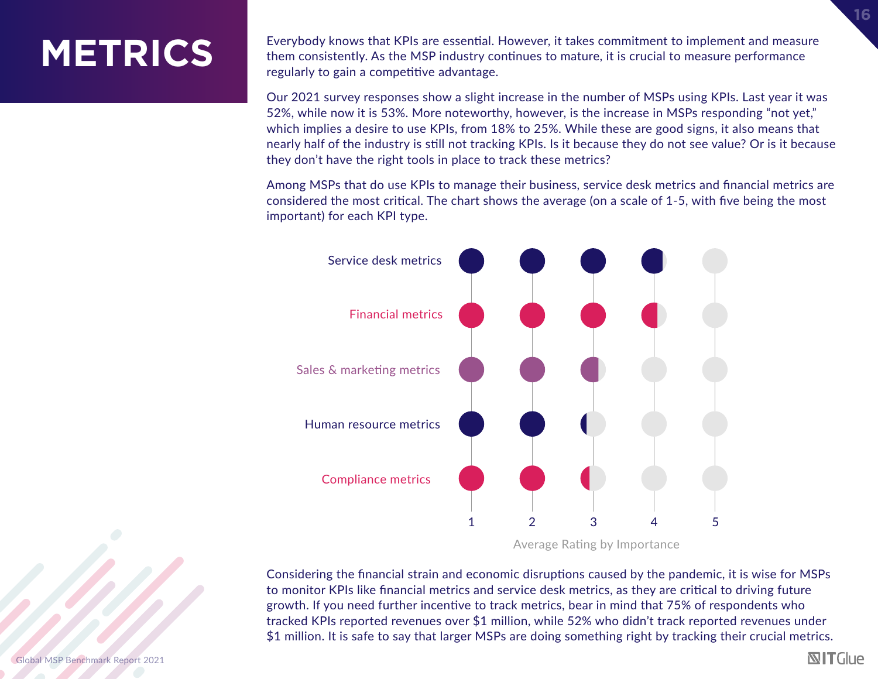# METRICS

Everybody knows that KPIs are essential. However, it takes commitment to implement and measure them consistently. As the MSP industry continues to mature, it is crucial to measure performance regularly to gain a competitive advantage.

Our 2021 survey responses show a slight increase in the number of MSPs using KPIs. Last year it was 52%, while now it is 53%. More noteworthy, however, is the increase in MSPs responding "not yet," which implies a desire to use KPIs, from 18% to 25%. While these are good signs, it also means that nearly half of the industry is still not tracking KPIs. Is it because they do not see value? Or is it because they don't have the right tools in place to track these metrics?

Among MSPs that do use KPIs to manage their business, service desk metrics and financial metrics are considered the most critical. The chart shows the average (on a scale of 1-5, with five being the most important) for each KPI type.

Service desk metrics

Financial metrics

Sales & marketing metrics

Human resource metrics

Compliance metrics

1 2 3 4 5

Average Rating by Importance

Considering the financial strain and economic disruptions caused by the pandemic, it is wise for MSPs to monitor KPIs like financial metrics and service desk metrics, as they are critical to driving future growth. If you need further incentive to track metrics, bear in mind that 75% of respondents who tracked KPIs reported revenues over $1 million, while 52% who didn't track reported revenues under $1 million. It is safe to say that larger MSPs are doing something right by tracking their crucial metrics.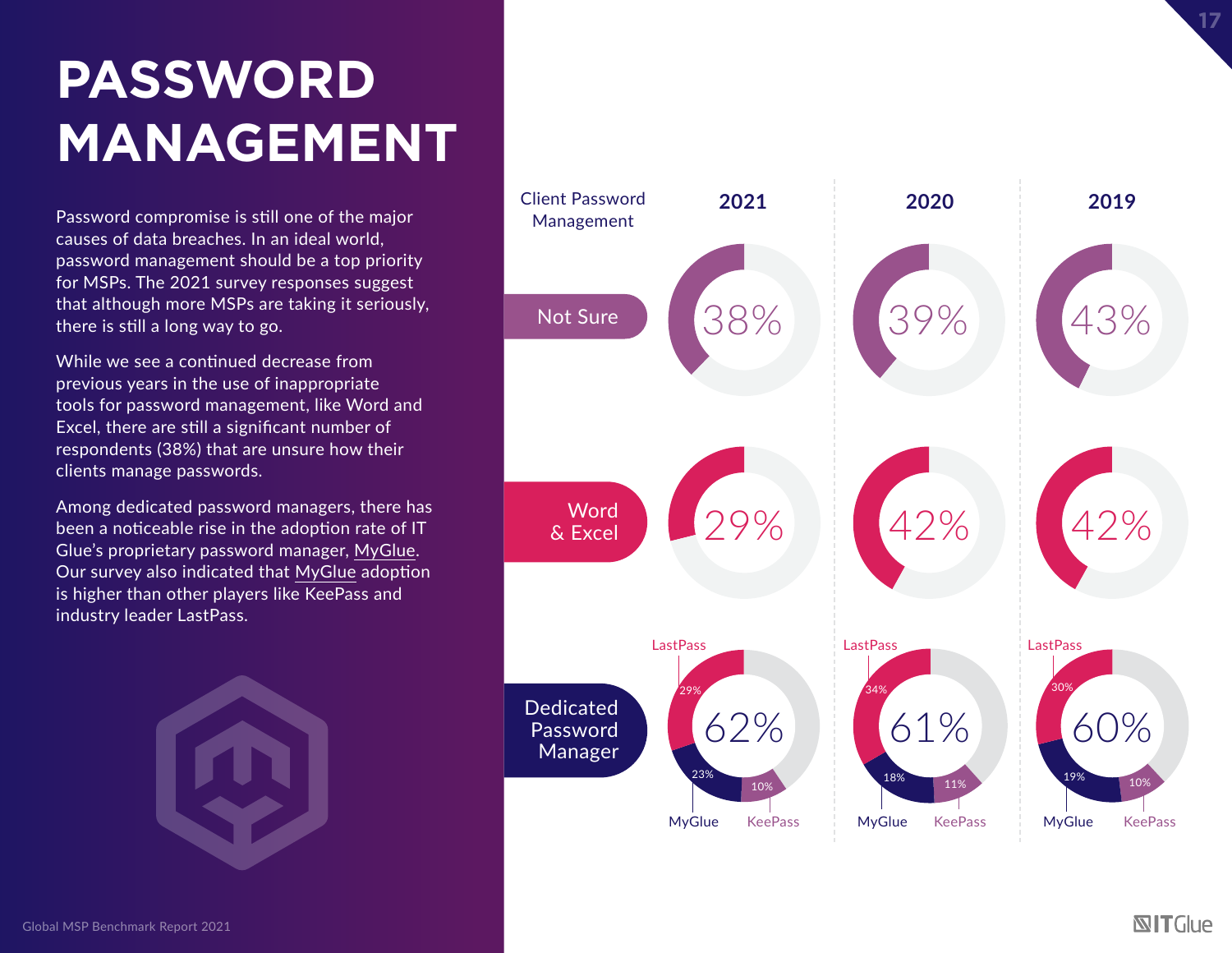# PASSWORD MANAGEMENT

Password compromise is still one of the major causes of data breaches. In an ideal world, password management should be a top priority for MSPs. The 2021 survey responses suggest that although more MSPs are taking it seriously, there is still a long way to go.

While we see a continued decrease from previous years in the use of inappropriate tools for password management, like Word and Excel, there are still a significant number of respondents (38%) that are unsure how their clients manage passwords.

Among dedicated password managers, there has been a noticeable rise in the adoption rate of IT Glue's proprietary password manager, MyGlue. Our survey also indicated that MyGlue adoption is higher than other players like KeePass and industry leader LastPass.

| Client Password Management | 2021 | 2020 | 2019 |
| --- | --- | --- | --- |
| Not Sure | 38% | 39% | 43% |
| Word & Excel | 29% | 42% | 42% |
| Dedicated Password Manager | 62% | 61% | 60% |
| LastPass | 29% | 34% | 30% |
| MyGlue | 23% | 18% | 19% |
| KeePass | 10% | 11% | 10% |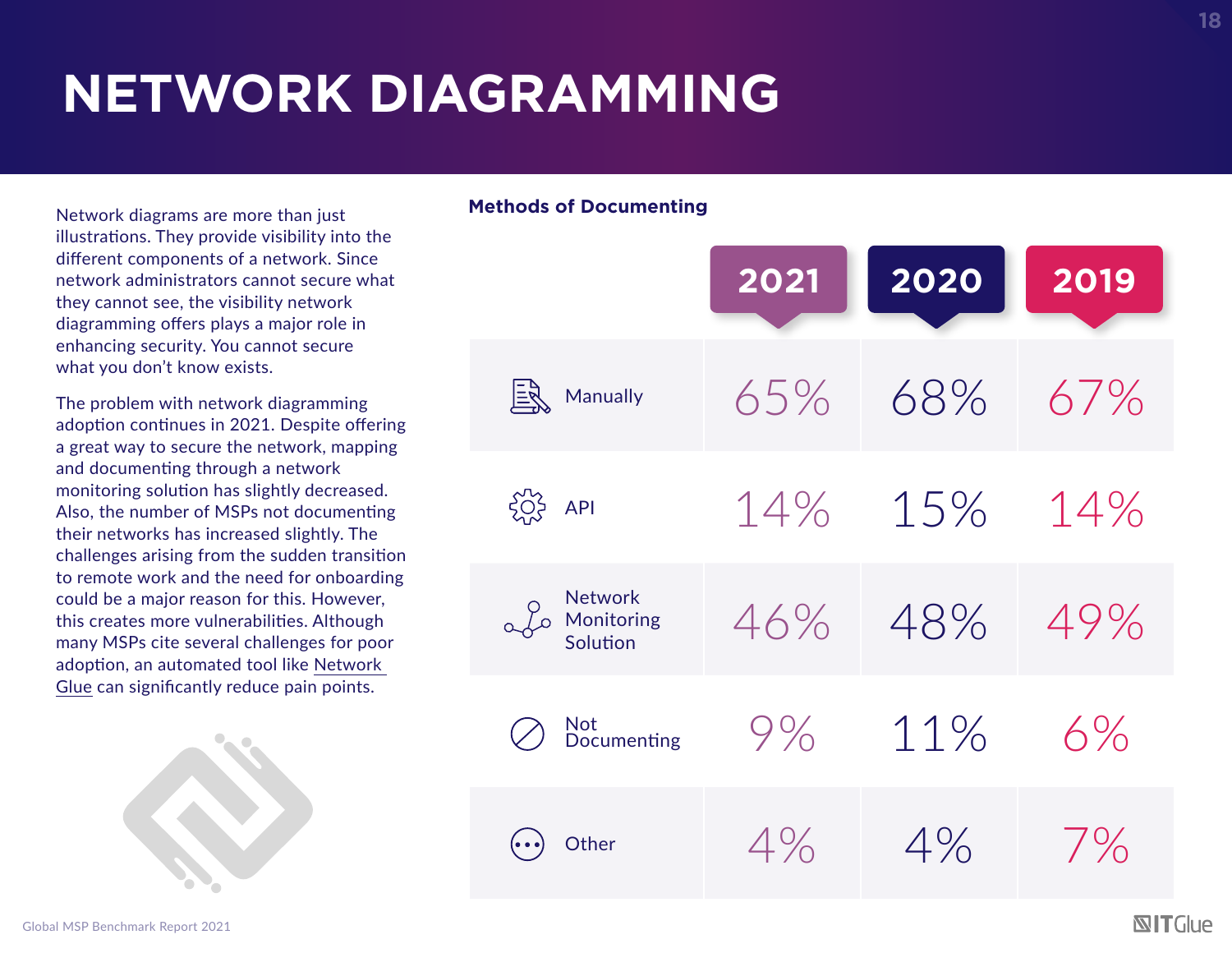# NETWORK DIAGRAMMING

Network diagrams are more than just illustrations. They provide visibility into the different components of a network. Since network administrators cannot secure what they cannot see, the visibility network diagramming offers plays a major role in enhancing security. You cannot secure what you don't know exists.

The problem with network diagramming adoption continues in 2021. Despite offering a great way to secure the network, mapping and documenting through a network monitoring solution has slightly decreased. Also, the number of MSPs not documenting their networks has increased slightly. The challenges arising from the sudden transition to remote work and the need for onboarding could be a major reason for this. However, this creates more vulnerabilities. Although many MSPs cite several challenges for poor adoption, an automated tool like Network Glue can significantly reduce pain points.

### Methods of Documenting

| | 2021 | 2020 | 2019 |
|---|---|---|---|
| Manually | 65% | 68% | 67% |
| API | 14% | 15% | 14% |
| Network Monitoring Solution | 46% | 48% | 49% |
| Not Documenting | 9% | 11% | 6% |
| Other | 4% | 4% | 7% |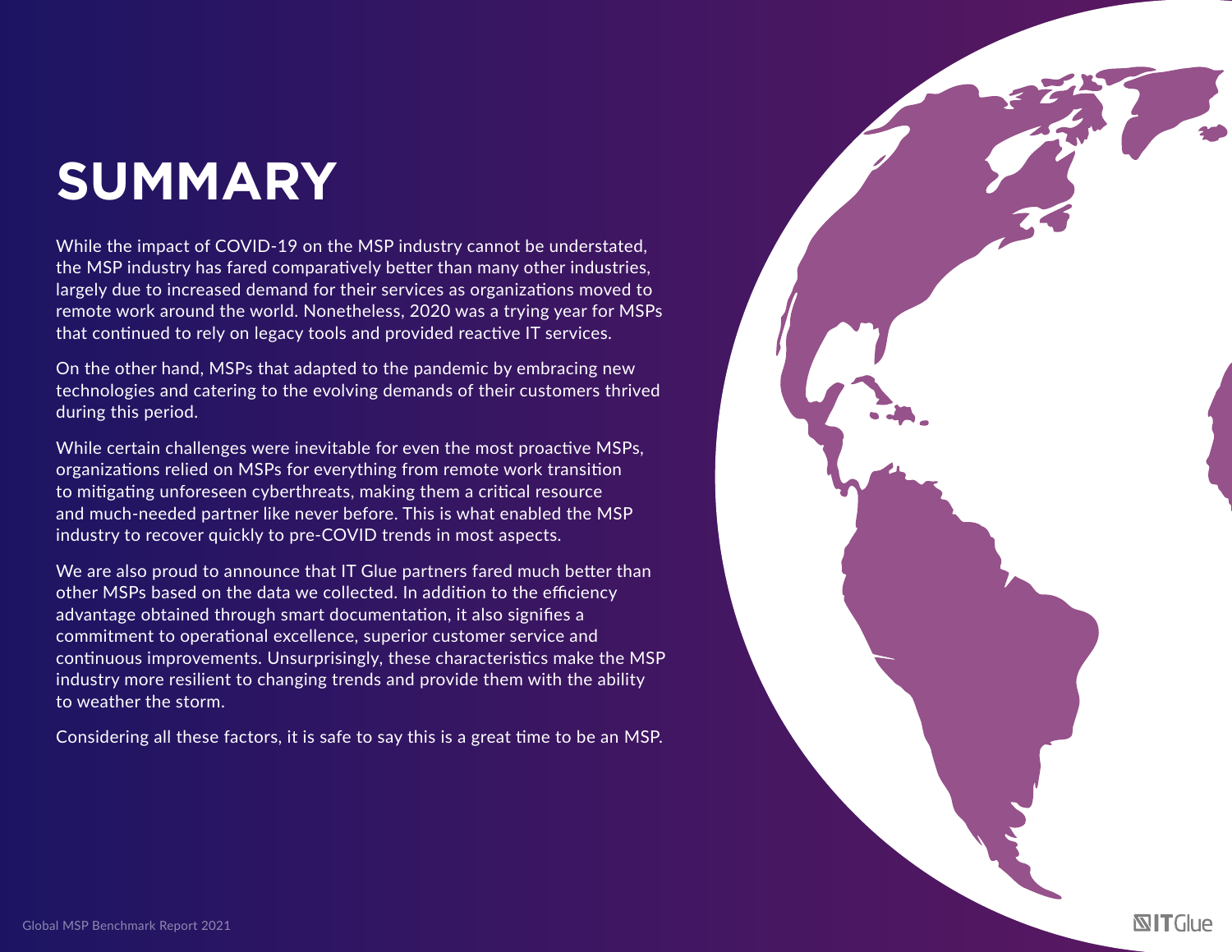# SUMMARY

While the impact of COVID-19 on the MSP industry cannot be understated, the MSP industry has fared comparatively better than many other industries, largely due to increased demand for their services as organizations moved to remote work around the world. Nonetheless, 2020 was a trying year for MSPs that continued to rely on legacy tools and provided reactive IT services.

On the other hand, MSPs that adapted to the pandemic by embracing new technologies and catering to the evolving demands of their customers thrived during this period.

While certain challenges were inevitable for even the most proactive MSPs, organizations relied on MSPs for everything from remote work transition to mitigating unforeseen cyberthreats, making them a critical resource and much-needed partner like never before. This is what enabled the MSP industry to recover quickly to pre-COVID trends in most aspects.

We are also proud to announce that IT Glue partners fared much better than other MSPs based on the data we collected. In addition to the efficiency advantage obtained through smart documentation, it also signifies a commitment to operational excellence, superior customer service and continuous improvements. Unsurprisingly, these characteristics make the MSP industry more resilient to changing trends and provide them with the ability to weather the storm.

Considering all these factors, it is safe to say this is a great time to be an MSP.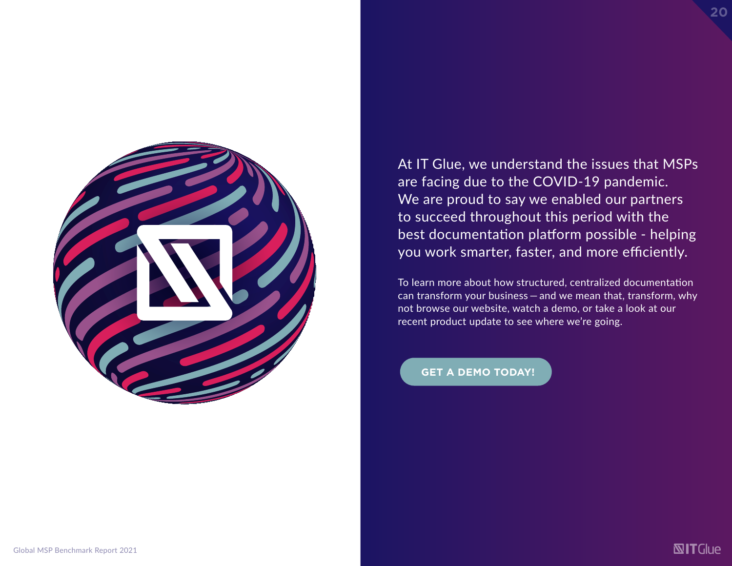At IT Glue, we understand the issues that MSPs are facing due to the COVID-19 pandemic. We are proud to say we enabled our partners to succeed throughout this period with the best documentation platform possible - helping you work smarter, faster, and more efficiently.

To learn more about how structured, centralized documentation can transform your business — and we mean that, transform, why not browse our website, watch a demo, or take a look at our recent product update to see where we're going.

**GET A DEMO TODAY!**